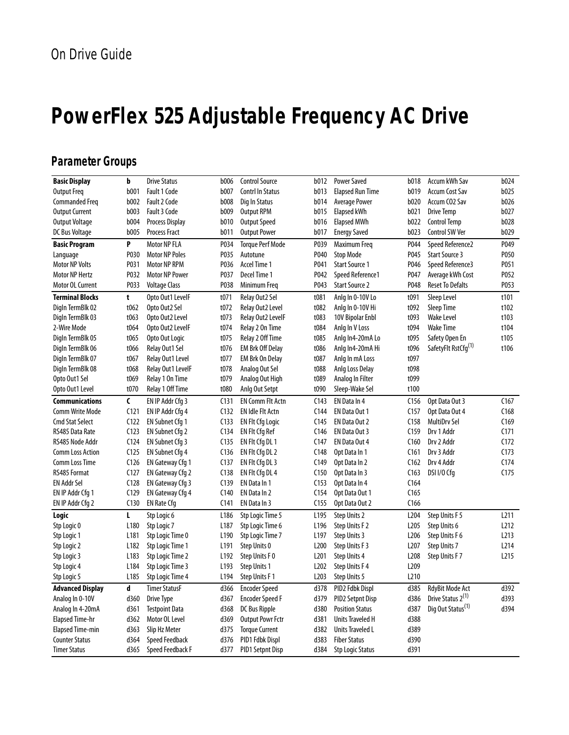On Drive Guide

# PowerFlex 525 Adjustable Frequency AC Drive

## Parameter Groups

| | | | | | | | | | |
|---|---|---|---|---|---|---|---|---|---|
| **Basic Display** | **b** | Drive Status | b006 | Control Source | b012 | Power Saved | b018 | Accum kWh Sav | b024 |
| Output Freq | b001 | Fault 1 Code | b007 | Contrl In Status | b013 | Elapsed Run Time | b019 | Accum Cost Sav | b025 |
| Commanded Freq | b002 | Fault 2 Code | b008 | Dig In Status | b014 | Average Power | b020 | Accum CO2 Sav | b026 |
| Output Current | b003 | Fault 3 Code | b009 | Output RPM | b015 | Elapsed kWh | b021 | Drive Temp | b027 |
| Output Voltage | b004 | Process Display | b010 | Output Speed | b016 | Elapsed MWh | b022 | Control Temp | b028 |
| DC Bus Voltage | b005 | Process Fract | b011 | Output Power | b017 | Energy Saved | b023 | Control SW Ver | b029 |
| **Basic Program** | **P** | Motor NP FLA | P034 | Torque Perf Mode | P039 | Maximum Freq | P044 | Speed Reference2 | P049 |
| Language | P030 | Motor NP Poles | P035 | Autotune | P040 | Stop Mode | P045 | Start Source 3 | P050 |
| Motor NP Volts | P031 | Motor NP RPM | P036 | Accel Time 1 | P041 | Start Source 1 | P046 | Speed Reference3 | P051 |
| Motor NP Hertz | P032 | Motor NP Power | P037 | Decel Time 1 | P042 | Speed Reference1 | P047 | Average kWh Cost | P052 |
| Motor OL Current | P033 | Voltage Class | P038 | Minimum Freq | P043 | Start Source 2 | P048 | Reset To Defalts | P053 |
| **Terminal Blocks** | **t** | Opto Out1 LevelF | t071 | Relay Out2 Sel | t081 | Anlg In 0-10V Lo | t091 | Sleep Level | t101 |
| DigIn TermBlk 02 | t062 | Opto Out2 Sel | t072 | Relay Out2 Level | t082 | Anlg In 0-10V Hi | t092 | Sleep Time | t102 |
| DigIn TermBlk 03 | t063 | Opto Out2 Level | t073 | Relay Out2 LevelF | t083 | 10V Bipolar Enbl | t093 | Wake Level | t103 |
| 2-Wire Mode | t064 | Opto Out2 LevelF | t074 | Relay 2 On Time | t084 | Anlg In V Loss | t094 | Wake Time | t104 |
| DigIn TermBlk 05 | t065 | Opto Out Logic | t075 | Relay 2 Off Time | t085 | Anlg In4-20mA Lo | t095 | Safety Open En | t105 |
| DigIn TermBlk 06 | t066 | Relay Out1 Sel | t076 | EM Brk Off Delay | t086 | Anlg In4-20mA Hi | t096 | SafetyFlt RstCfg[1] | t106 |
| DigIn TermBlk 07 | t067 | Relay Out1 Level | t077 | EM Brk On Delay | t087 | Anlg In mA Loss | t097 | | |
| DigIn TermBlk 08 | t068 | Relay Out1 LevelF | t078 | Analog Out Sel | t088 | Anlg Loss Delay | t098 | | |
| Opto Out1 Sel | t069 | Relay 1 On Time | t079 | Analog Out High | t089 | Analog In Filter | t099 | | |
| Opto Out1 Level | t070 | Relay 1 Off Time | t080 | Anlg Out Setpt | t090 | Sleep-Wake Sel | t100 | | |
| **Communications** | **C** | EN IP Addr Cfg 3 | C131 | EN Comm Flt Actn | C143 | EN Data In 4 | C156 | Opt Data Out 3 | C167 |
| Comm Write Mode | C121 | EN IP Addr Cfg 4 | C132 | EN Idle Flt Actn | C144 | EN Data Out 1 | C157 | Opt Data Out 4 | C168 |
| Cmd Stat Select | C122 | EN Subnet Cfg 1 | C133 | EN Flt Cfg Logic | C145 | EN Data Out 2 | C158 | MultiDrv Sel | C169 |
| RS485 Data Rate | C123 | EN Subnet Cfg 2 | C134 | EN Flt Cfg Ref | C146 | EN Data Out 3 | C159 | Drv 1 Addr | C171 |
| RS485 Node Addr | C124 | EN Subnet Cfg 3 | C135 | EN Flt Cfg DL 1 | C147 | EN Data Out 4 | C160 | Drv 2 Addr | C172 |
| Comm Loss Action | C125 | EN Subnet Cfg 4 | C136 | EN Flt Cfg DL 2 | C148 | Opt Data In 1 | C161 | Drv 3 Addr | C173 |
| Comm Loss Time | C126 | EN Gateway Cfg 1 | C137 | EN Flt Cfg DL 3 | C149 | Opt Data In 2 | C162 | Drv 4 Addr | C174 |
| RS485 Format | C127 | EN Gateway Cfg 2 | C138 | EN Flt Cfg DL 4 | C150 | Opt Data In 3 | C163 | DSI I/O Cfg | C175 |
| EN Addr Sel | C128 | EN Gateway Cfg 3 | C139 | EN Data In 1 | C153 | Opt Data In 4 | C164 | | |
| EN IP Addr Cfg 1 | C129 | EN Gateway Cfg 4 | C140 | EN Data In 2 | C154 | Opt Data Out 1 | C165 | | |
| EN IP Addr Cfg 2 | C130 | EN Rate Cfg | C141 | EN Data In 3 | C155 | Opt Data Out 2 | C166 | | |
| **Logic** | **L** | Stp Logic 6 | L186 | Stp Logic Time 5 | L195 | Step Units 2 | L204 | Step Units F 5 | L211 |
| Stp Logic 0 | L180 | Stp Logic 7 | L187 | Stp Logic Time 6 | L196 | Step Units F 2 | L205 | Step Units 6 | L212 |
| Stp Logic 1 | L181 | Stp Logic Time 0 | L190 | Stp Logic Time 7 | L197 | Step Units 3 | L206 | Step Units F 6 | L213 |
| Stp Logic 2 | L182 | Stp Logic Time 1 | L191 | Step Units 0 | L200 | Step Units F 3 | L207 | Step Units 7 | L214 |
| Stp Logic 3 | L183 | Stp Logic Time 2 | L192 | Step Units F 0 | L201 | Step Units 4 | L208 | Step Units F 7 | L215 |
| Stp Logic 4 | L184 | Stp Logic Time 3 | L193 | Step Units 1 | L202 | Step Units F 4 | L209 | | |
| Stp Logic 5 | L185 | Stp Logic Time 4 | L194 | Step Units F 1 | L203 | Step Units 5 | L210 | | |
| **Advanced Display** | **d** | Timer StatusF | d366 | Encoder Speed | d378 | PID2 Fdbk Displ | d385 | RdyBit Mode Act | d392 |
| Analog In 0-10V | d360 | Drive Type | d367 | Encoder Speed F | d379 | PID2 Setpnt Disp | d386 | Drive Status 2[1] | d393 |
| Analog In 4-20mA | d361 | Testpoint Data | d368 | DC Bus Ripple | d380 | Position Status | d387 | Dig Out Status[1] | d394 |
| Elapsed Time-hr | d362 | Motor OL Level | d369 | Output Powr Fctr | d381 | Units Traveled H | d388 | | |
| Elapsed Time-min | d363 | Slip Hz Meter | d375 | Torque Current | d382 | Units Traveled L | d389 | | |
| Counter Status | d364 | Speed Feedback | d376 | PID1 Fdbk Displ | d383 | Fiber Status | d390 | | |
| Timer Status | d365 | Speed Feedback F | d377 | PID1 Setpnt Disp | d384 | Stp Logic Status | d391 | | |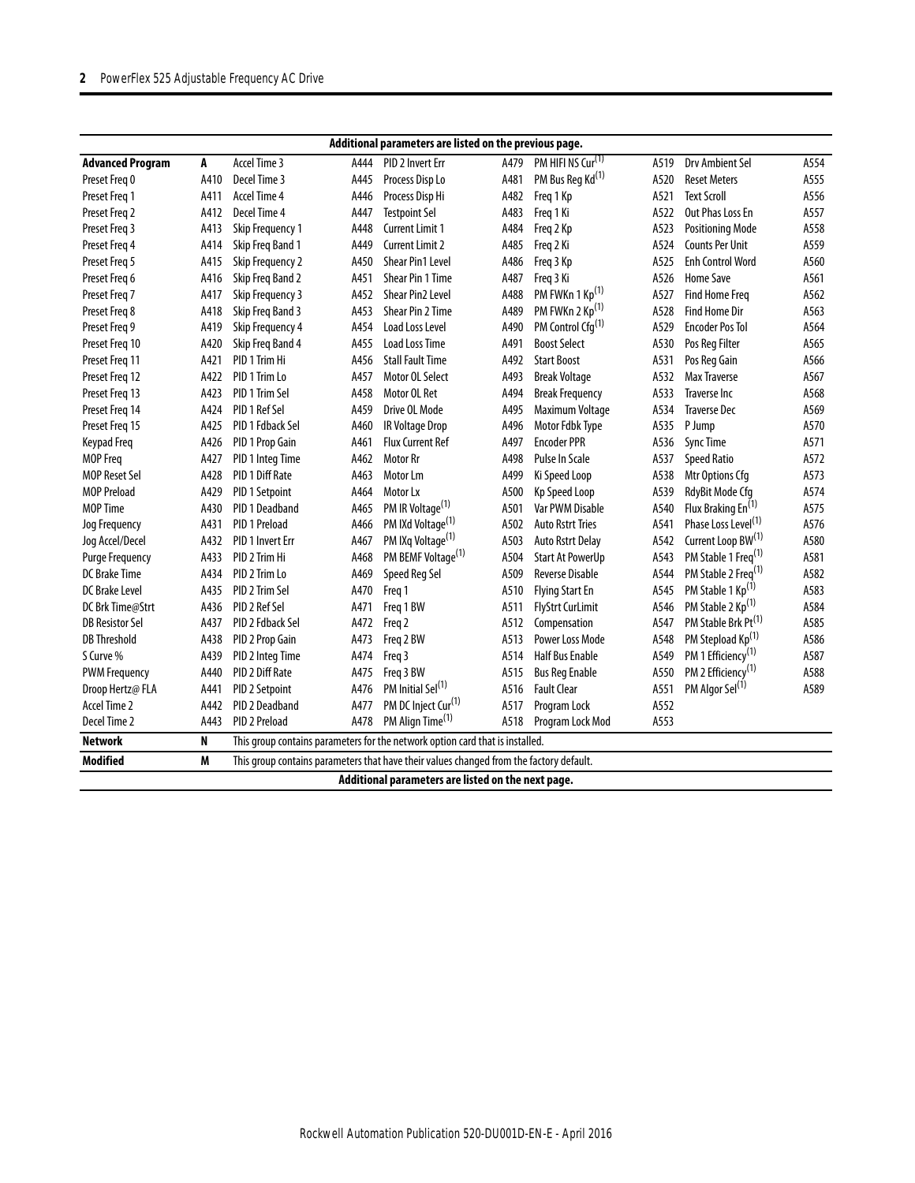| Additional parameters are listed on the previous page. | | | | | | | | | |
|---|---|---|---|---|---|---|---|---|---|
| **Advanced Program** | **A** | Accel Time 3 | A444 | PID 2 Invert Err | A479 | PM HIFI NS Cur[1] | A519 | Drv Ambient Sel | A554 |
| Preset Freq 0 | A410 | Decel Time 3 | A445 | Process Disp Lo | A481 | PM Bus Reg Kd[1] | A520 | Reset Meters | A555 |
| Preset Freq 1 | A411 | Accel Time 4 | A446 | Process Disp Hi | A482 | Freq 1 Kp | A521 | Text Scroll | A556 |
| Preset Freq 2 | A412 | Decel Time 4 | A447 | Testpoint Sel | A483 | Freq 1 Ki | A522 | Out Phas Loss En | A557 |
| Preset Freq 3 | A413 | Skip Frequency 1 | A448 | Current Limit 1 | A484 | Freq 2 Kp | A523 | Positioning Mode | A558 |
| Preset Freq 4 | A414 | Skip Freq Band 1 | A449 | Current Limit 2 | A485 | Freq 2 Ki | A524 | Counts Per Unit | A559 |
| Preset Freq 5 | A415 | Skip Frequency 2 | A450 | Shear Pin1 Level | A486 | Freq 3 Kp | A525 | Enh Control Word | A560 |
| Preset Freq 6 | A416 | Skip Freq Band 2 | A451 | Shear Pin 1 Time | A487 | Freq 3 Ki | A526 | Home Save | A561 |
| Preset Freq 7 | A417 | Skip Frequency 3 | A452 | Shear Pin2 Level | A488 | PM FWKn 1 Kp[1] | A527 | Find Home Freq | A562 |
| Preset Freq 8 | A418 | Skip Freq Band 3 | A453 | Shear Pin 2 Time | A489 | PM FWKn 2 Kp[1] | A528 | Find Home Dir | A563 |
| Preset Freq 9 | A419 | Skip Frequency 4 | A454 | Load Loss Level | A490 | PM Control Cfg[1] | A529 | Encoder Pos Tol | A564 |
| Preset Freq 10 | A420 | Skip Freq Band 4 | A455 | Load Loss Time | A491 | Boost Select | A530 | Pos Reg Filter | A565 |
| Preset Freq 11 | A421 | PID 1 Trim Hi | A456 | Stall Fault Time | A492 | Start Boost | A531 | Pos Reg Gain | A566 |
| Preset Freq 12 | A422 | PID 1 Trim Lo | A457 | Motor OL Select | A493 | Break Voltage | A532 | Max Traverse | A567 |
| Preset Freq 13 | A423 | PID 1 Trim Sel | A458 | Motor OL Ret | A494 | Break Frequency | A533 | Traverse Inc | A568 |
| Preset Freq 14 | A424 | PID 1 Ref Sel | A459 | Drive OL Mode | A495 | Maximum Voltage | A534 | Traverse Dec | A569 |
| Preset Freq 15 | A425 | PID 1 Fdback Sel | A460 | IR Voltage Drop | A496 | Motor Fdbk Type | A535 | P Jump | A570 |
| Keypad Freq | A426 | PID 1 Prop Gain | A461 | Flux Current Ref | A497 | Encoder PPR | A536 | Sync Time | A571 |
| MOP Freq | A427 | PID 1 Integ Time | A462 | Motor Rr | A498 | Pulse In Scale | A537 | Speed Ratio | A572 |
| MOP Reset Sel | A428 | PID 1 Diff Rate | A463 | Motor Lm | A499 | Ki Speed Loop | A538 | Mtr Options Cfg | A573 |
| MOP Preload | A429 | PID 1 Setpoint | A464 | Motor Lx | A500 | Kp Speed Loop | A539 | RdyBit Mode Cfg | A574 |
| MOP Time | A430 | PID 1 Deadband | A465 | PM IR Voltage[1] | A501 | Var PWM Disable | A540 | Flux Braking En[1] | A575 |
| Jog Frequency | A431 | PID 1 Preload | A466 | PM IXd Voltage[1] | A502 | Auto Rstrt Tries | A541 | Phase Loss Level[1] | A576 |
| Jog Accel/Decel | A432 | PID 1 Invert Err | A467 | PM IXq Voltage[1] | A503 | Auto Rstrt Delay | A542 | Current Loop BW[1] | A580 |
| Purge Frequency | A433 | PID 2 Trim Hi | A468 | PM BEMF Voltage[1] | A504 | Start At PowerUp | A543 | PM Stable 1 Freq[1] | A581 |
| DC Brake Time | A434 | PID 2 Trim Lo | A469 | Speed Reg Sel | A509 | Reverse Disable | A544 | PM Stable 2 Freq[1] | A582 |
| DC Brake Level | A435 | PID 2 Trim Sel | A470 | Freq 1 | A510 | Flying Start En | A545 | PM Stable 1 Kp[1] | A583 |
| DC Brk Time@Strt | A436 | PID 2 Ref Sel | A471 | Freq 1 BW | A511 | FlyStrt CurLimit | A546 | PM Stable 2 Kp[1] | A584 |
| DB Resistor Sel | A437 | PID 2 Fdback Sel | A472 | Freq 2 | A512 | Compensation | A547 | PM Stable Brk Pt[1] | A585 |
| DB Threshold | A438 | PID 2 Prop Gain | A473 | Freq 2 BW | A513 | Power Loss Mode | A548 | PM Stepload Kp[1] | A586 |
| S Curve % | A439 | PID 2 Integ Time | A474 | Freq 3 | A514 | Half Bus Enable | A549 | PM 1 Efficiency[1] | A587 |
| PWM Frequency | A440 | PID 2 Diff Rate | A475 | Freq 3 BW | A515 | Bus Reg Enable | A550 | PM 2 Efficiency[1] | A588 |
| Droop Hertz@ FLA | A441 | PID 2 Setpoint | A476 | PM Initial Sel[1] | A516 | Fault Clear | A551 | PM Algor Sel[1] | A589 |
| Accel Time 2 | A442 | PID 2 Deadband | A477 | PM DC Inject Cur[1] | A517 | Program Lock | A552 | | |
| Decel Time 2 | A443 | PID 2 Preload | A478 | PM Align Time[1] | A518 | Program Lock Mod | A553 | | |
| **Network** | **N** | This group contains parameters for the network option card that is installed. | | | | | | | |
| **Modified** | **M** | This group contains parameters that have their values changed from the factory default. | | | | | | | |
| Additional parameters are listed on the next page. | | | | | | | | | |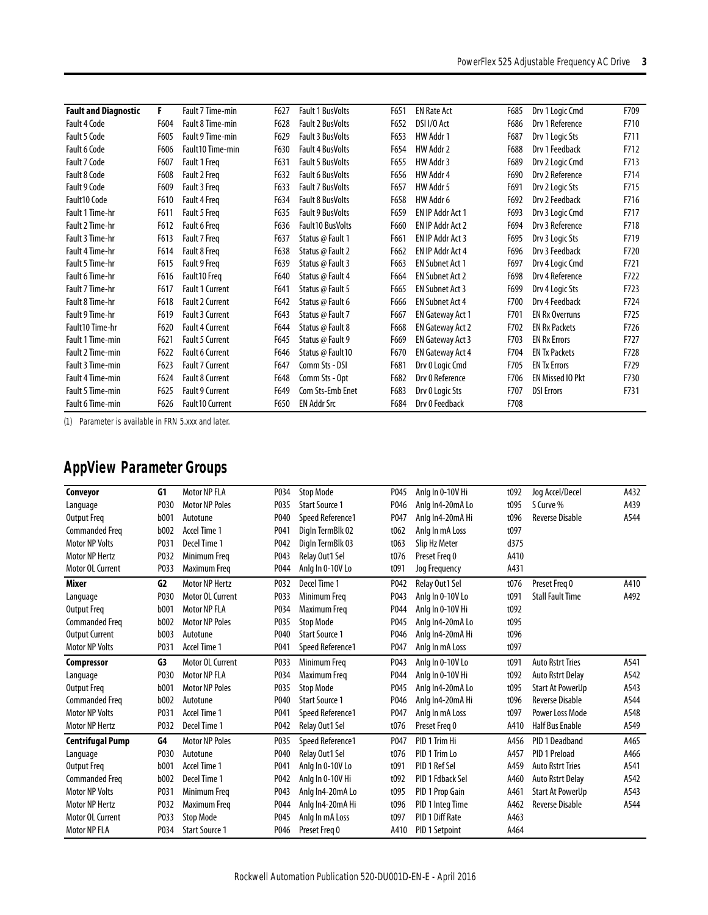| Fault and Diagnostic | F | Fault 7 Time-min | F627 | Fault 1 BusVolts | F651 | EN Rate Act | F685 | Drv 1 Logic Cmd | F709 |
|---|---|---|---|---|---|---|---|---|---|
| Fault 4 Code | F604 | Fault 8 Time-min | F628 | Fault 2 BusVolts | F652 | DSI I/O Act | F686 | Drv 1 Reference | F710 |
| Fault 5 Code | F605 | Fault 9 Time-min | F629 | Fault 3 BusVolts | F653 | HW Addr 1 | F687 | Drv 1 Logic Sts | F711 |
| Fault 6 Code | F606 | Fault10 Time-min | F630 | Fault 4 BusVolts | F654 | HW Addr 2 | F688 | Drv 1 Feedback | F712 |
| Fault 7 Code | F607 | Fault 1 Freq | F631 | Fault 5 BusVolts | F655 | HW Addr 3 | F689 | Drv 2 Logic Cmd | F713 |
| Fault 8 Code | F608 | Fault 2 Freq | F632 | Fault 6 BusVolts | F656 | HW Addr 4 | F690 | Drv 2 Reference | F714 |
| Fault 9 Code | F609 | Fault 3 Freq | F633 | Fault 7 BusVolts | F657 | HW Addr 5 | F691 | Drv 2 Logic Sts | F715 |
| Fault10 Code | F610 | Fault 4 Freq | F634 | Fault 8 BusVolts | F658 | HW Addr 6 | F692 | Drv 2 Feedback | F716 |
| Fault 1 Time-hr | F611 | Fault 5 Freq | F635 | Fault 9 BusVolts | F659 | EN IP Addr Act 1 | F693 | Drv 3 Logic Cmd | F717 |
| Fault 2 Time-hr | F612 | Fault 6 Freq | F636 | Fault10 BusVolts | F660 | EN IP Addr Act 2 | F694 | Drv 3 Reference | F718 |
| Fault 3 Time-hr | F613 | Fault 7 Freq | F637 | Status @ Fault 1 | F661 | EN IP Addr Act 3 | F695 | Drv 3 Logic Sts | F719 |
| Fault 4 Time-hr | F614 | Fault 8 Freq | F638 | Status @ Fault 2 | F662 | EN IP Addr Act 4 | F696 | Drv 3 Feedback | F720 |
| Fault 5 Time-hr | F615 | Fault 9 Freq | F639 | Status @ Fault 3 | F663 | EN Subnet Act 1 | F697 | Drv 4 Logic Cmd | F721 |
| Fault 6 Time-hr | F616 | Fault10 Freq | F640 | Status @ Fault 4 | F664 | EN Subnet Act 2 | F698 | Drv 4 Reference | F722 |
| Fault 7 Time-hr | F617 | Fault 1 Current | F641 | Status @ Fault 5 | F665 | EN Subnet Act 3 | F699 | Drv 4 Logic Sts | F723 |
| Fault 8 Time-hr | F618 | Fault 2 Current | F642 | Status @ Fault 6 | F666 | EN Subnet Act 4 | F700 | Drv 4 Feedback | F724 |
| Fault 9 Time-hr | F619 | Fault 3 Current | F643 | Status @ Fault 7 | F667 | EN Gateway Act 1 | F701 | EN Rx Overruns | F725 |
| Fault10 Time-hr | F620 | Fault 4 Current | F644 | Status @ Fault 8 | F668 | EN Gateway Act 2 | F702 | EN Rx Packets | F726 |
| Fault 1 Time-min | F621 | Fault 5 Current | F645 | Status @ Fault 9 | F669 | EN Gateway Act 3 | F703 | EN Rx Errors | F727 |
| Fault 2 Time-min | F622 | Fault 6 Current | F646 | Status @ Fault10 | F670 | EN Gateway Act 4 | F704 | EN Tx Packets | F728 |
| Fault 3 Time-min | F623 | Fault 7 Current | F647 | Comm Sts - DSI | F681 | Drv 0 Logic Cmd | F705 | EN Tx Errors | F729 |
| Fault 4 Time-min | F624 | Fault 8 Current | F648 | Comm Sts - Opt | F682 | Drv 0 Reference | F706 | EN Missed IO Pkt | F730 |
| Fault 5 Time-min | F625 | Fault 9 Current | F649 | Com Sts-Emb Enet | F683 | Drv 0 Logic Sts | F707 | DSI Errors | F731 |
| Fault 6 Time-min | F626 | Fault10 Current | F650 | EN Addr Src | F684 | Drv 0 Feedback | F708 | | |

(1) Parameter is available in FRN 5.xxx and later.

## AppView Parameter Groups

| Conveyor | G1 | Motor NP FLA | P034 | Stop Mode | P045 | Anlg In 0-10V Hi | t092 | Jog Accel/Decel | A432 |
|---|---|---|---|---|---|---|---|---|---|
| Language | P030 | Motor NP Poles | P035 | Start Source 1 | P046 | Anlg In4-20mA Lo | t095 | S Curve % | A439 |
| Output Freq | b001 | Autotune | P040 | Speed Reference1 | P047 | Anlg In4-20mA Hi | t096 | Reverse Disable | A544 |
| Commanded Freq | b002 | Accel Time 1 | P041 | DigIn TermBlk 02 | t062 | Anlg In mA Loss | t097 | | |
| Motor NP Volts | P031 | Decel Time 1 | P042 | DigIn TermBlk 03 | t063 | Slip Hz Meter | d375 | | |
| Motor NP Hertz | P032 | Minimum Freq | P043 | Relay Out1 Sel | t076 | Preset Freq 0 | A410 | | |
| Motor OL Current | P033 | Maximum Freq | P044 | Anlg In 0-10V Lo | t091 | Jog Frequency | A431 | | |
| **Mixer** | **G2** | Motor NP Hertz | P032 | Decel Time 1 | P042 | Relay Out1 Sel | t076 | Preset Freq 0 | A410 |
| Language | P030 | Motor OL Current | P033 | Minimum Freq | P043 | Anlg In 0-10V Lo | t091 | Stall Fault Time | A492 |
| Output Freq | b001 | Motor NP FLA | P034 | Maximum Freq | P044 | Anlg In 0-10V Hi | t092 | | |
| Commanded Freq | b002 | Motor NP Poles | P035 | Stop Mode | P045 | Anlg In4-20mA Lo | t095 | | |
| Output Current | b003 | Autotune | P040 | Start Source 1 | P046 | Anlg In4-20mA Hi | t096 | | |
| Motor NP Volts | P031 | Accel Time 1 | P041 | Speed Reference1 | P047 | Anlg In mA Loss | t097 | | |
| **Compressor** | **G3** | Motor OL Current | P033 | Minimum Freq | P043 | Anlg In 0-10V Lo | t091 | Auto Rstrt Tries | A541 |
| Language | P030 | Motor NP FLA | P034 | Maximum Freq | P044 | Anlg In 0-10V Hi | t092 | Auto Rstrt Delay | A542 |
| Output Freq | b001 | Motor NP Poles | P035 | Stop Mode | P045 | Anlg In4-20mA Lo | t095 | Start At PowerUp | A543 |
| Commanded Freq | b002 | Autotune | P040 | Start Source 1 | P046 | Anlg In4-20mA Hi | t096 | Reverse Disable | A544 |
| Motor NP Volts | P031 | Accel Time 1 | P041 | Speed Reference1 | P047 | Anlg In mA Loss | t097 | Power Loss Mode | A548 |
| Motor NP Hertz | P032 | Decel Time 1 | P042 | Relay Out1 Sel | t076 | Preset Freq 0 | A410 | Half Bus Enable | A549 |
| **Centrifugal Pump** | **G4** | Motor NP Poles | P035 | Speed Reference1 | P047 | PID 1 Trim Hi | A456 | PID 1 Deadband | A465 |
| Language | P030 | Autotune | P040 | Relay Out1 Sel | t076 | PID 1 Trim Lo | A457 | PID 1 Preload | A466 |
| Output Freq | b001 | Accel Time 1 | P041 | Anlg In 0-10V Lo | t091 | PID 1 Ref Sel | A459 | Auto Rstrt Tries | A541 |
| Commanded Freq | b002 | Decel Time 1 | P042 | Anlg In 0-10V Hi | t092 | PID 1 Fdback Sel | A460 | Auto Rstrt Delay | A542 |
| Motor NP Volts | P031 | Minimum Freq | P043 | Anlg In4-20mA Lo | t095 | PID 1 Prop Gain | A461 | Start At PowerUp | A543 |
| Motor NP Hertz | P032 | Maximum Freq | P044 | Anlg In4-20mA Hi | t096 | PID 1 Integ Time | A462 | Reverse Disable | A544 |
| Motor OL Current | P033 | Stop Mode | P045 | Anlg In mA Loss | t097 | PID 1 Diff Rate | A463 | | |
| Motor NP FLA | P034 | Start Source 1 | P046 | Preset Freq 0 | A410 | PID 1 Setpoint | A464 | | |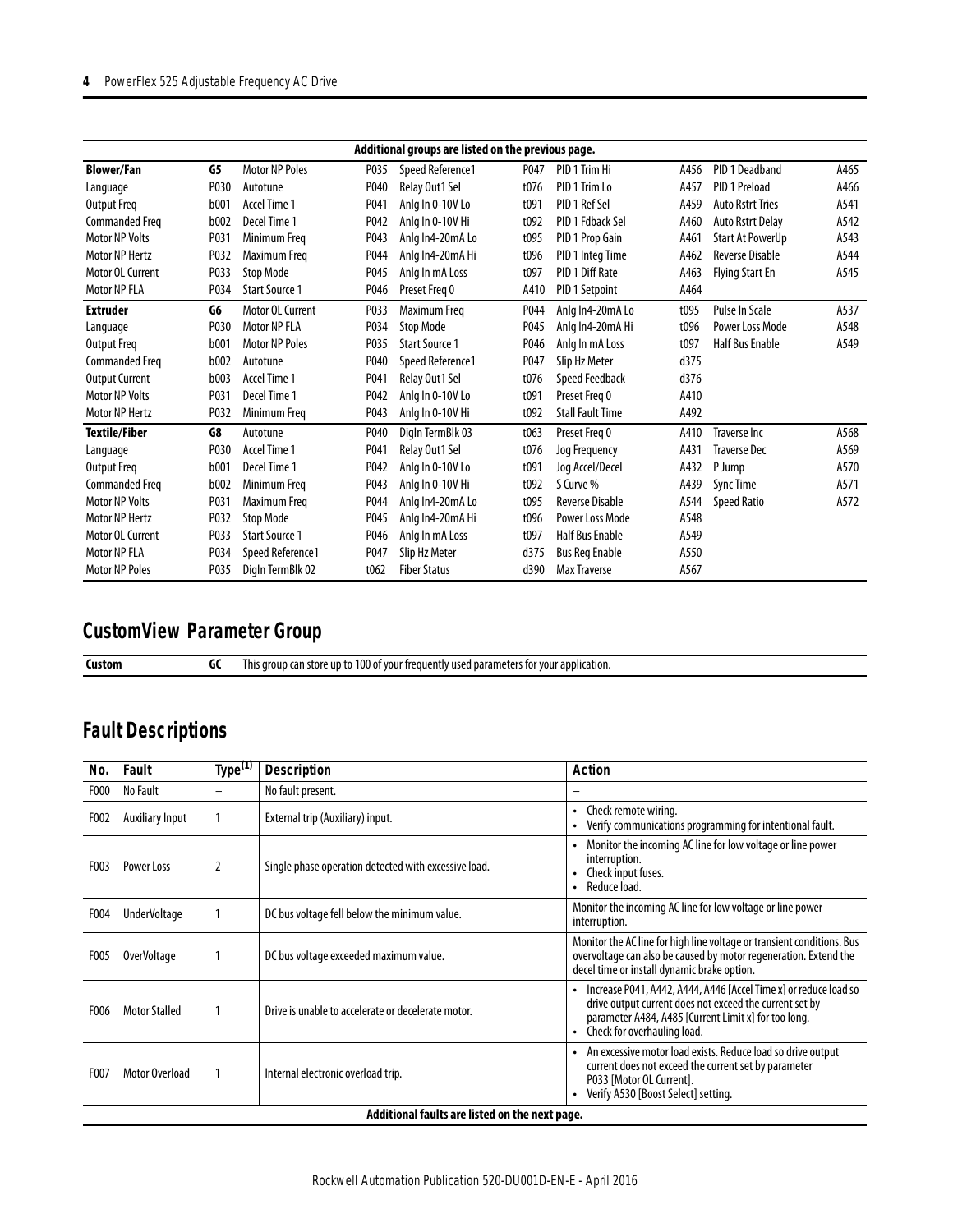| Additional groups are listed on the previous page. | | | | | | | | | |
|---|---|---|---|---|---|---|---|---|---|
| **Blower/Fan** | **G5** | Motor NP Poles | P035 | Speed Reference1 | P047 | PID 1 Trim Hi | A456 | PID 1 Deadband | A465 |
| Language | P030 | Autotune | P040 | Relay Out1 Sel | t076 | PID 1 Trim Lo | A457 | PID 1 Preload | A466 |
| Output Freq | b001 | Accel Time 1 | P041 | Anlg In 0-10V Lo | t091 | PID 1 Ref Sel | A459 | Auto Rstrt Tries | A541 |
| Commanded Freq | b002 | Decel Time 1 | P042 | Anlg In 0-10V Hi | t092 | PID 1 Fdback Sel | A460 | Auto Rstrt Delay | A542 |
| Motor NP Volts | P031 | Minimum Freq | P043 | Anlg In4-20mA Lo | t095 | PID 1 Prop Gain | A461 | Start At PowerUp | A543 |
| Motor NP Hertz | P032 | Maximum Freq | P044 | Anlg In4-20mA Hi | t096 | PID 1 Integ Time | A462 | Reverse Disable | A544 |
| Motor OL Current | P033 | Stop Mode | P045 | Anlg In mA Loss | t097 | PID 1 Diff Rate | A463 | Flying Start En | A545 |
| Motor NP FLA | P034 | Start Source 1 | P046 | Preset Freq 0 | A410 | PID 1 Setpoint | A464 | | |
| **Extruder** | **G6** | Motor OL Current | P033 | Maximum Freq | P044 | Anlg In4-20mA Lo | t095 | Pulse In Scale | A537 |
| Language | P030 | Motor NP FLA | P034 | Stop Mode | P045 | Anlg In4-20mA Hi | t096 | Power Loss Mode | A548 |
| Output Freq | b001 | Motor NP Poles | P035 | Start Source 1 | P046 | Anlg In mA Loss | t097 | Half Bus Enable | A549 |
| Commanded Freq | b002 | Autotune | P040 | Speed Reference1 | P047 | Slip Hz Meter | d375 | | |
| Output Current | b003 | Accel Time 1 | P041 | Relay Out1 Sel | t076 | Speed Feedback | d376 | | |
| Motor NP Volts | P031 | Decel Time 1 | P042 | Anlg In 0-10V Lo | t091 | Preset Freq 0 | A410 | | |
| Motor NP Hertz | P032 | Minimum Freq | P043 | Anlg In 0-10V Hi | t092 | Stall Fault Time | A492 | | |
| **Textile/Fiber** | **G8** | Autotune | P040 | DigIn TermBlk 03 | t063 | Preset Freq 0 | A410 | Traverse Inc | A568 |
| Language | P030 | Accel Time 1 | P041 | Relay Out1 Sel | t076 | Jog Frequency | A431 | Traverse Dec | A569 |
| Output Freq | b001 | Decel Time 1 | P042 | Anlg In 0-10V Lo | t091 | Jog Accel/Decel | A432 | P Jump | A570 |
| Commanded Freq | b002 | Minimum Freq | P043 | Anlg In 0-10V Hi | t092 | S Curve % | A439 | Sync Time | A571 |
| Motor NP Volts | P031 | Maximum Freq | P044 | Anlg In4-20mA Lo | t095 | Reverse Disable | A544 | Speed Ratio | A572 |
| Motor NP Hertz | P032 | Stop Mode | P045 | Anlg In4-20mA Hi | t096 | Power Loss Mode | A548 | | |
| Motor OL Current | P033 | Start Source 1 | P046 | Anlg In mA Loss | t097 | Half Bus Enable | A549 | | |
| Motor NP FLA | P034 | Speed Reference1 | P047 | Slip Hz Meter | d375 | Bus Reg Enable | A550 | | |
| Motor NP Poles | P035 | DigIn TermBlk 02 | t062 | Fiber Status | d390 | Max Traverse | A567 | | |

## CustomView Parameter Group

| Custom | GC | This group can store up to 100 of your frequently used parameters for your application. |
|---|---|---|

## Fault Descriptions

| No. | Fault | Type[1] | Description | Action |
|---|---|---|---|---|
| F000 | No Fault | – | No fault present. | – |
| F002 | Auxiliary Input | 1 | External trip (Auxiliary) input. | • Check remote wiring.<br>• Verify communications programming for intentional fault. |
| F003 | Power Loss | 2 | Single phase operation detected with excessive load. | • Monitor the incoming AC line for low voltage or line power interruption.<br>• Check input fuses.<br>• Reduce load. |
| F004 | UnderVoltage | 1 | DC bus voltage fell below the minimum value. | Monitor the incoming AC line for low voltage or line power interruption. |
| F005 | OverVoltage | 1 | DC bus voltage exceeded maximum value. | Monitor the AC line for high line voltage or transient conditions. Bus overvoltage can also be caused by motor regeneration. Extend the decel time or install dynamic brake option. |
| F006 | Motor Stalled | 1 | Drive is unable to accelerate or decelerate motor. | • Increase P041, A442, A444, A446 [Accel Time x] or reduce load so drive output current does not exceed the current set by parameter A484, A485 [Current Limit x] for too long.<br>• Check for overhauling load. |
| F007 | Motor Overload | 1 | Internal electronic overload trip. | • An excessive motor load exists. Reduce load so drive output current does not exceed the current set by parameter P033 [Motor OL Current].<br>• Verify A530 [Boost Select] setting. |
| | | | **Additional faults are listed on the next page.** | |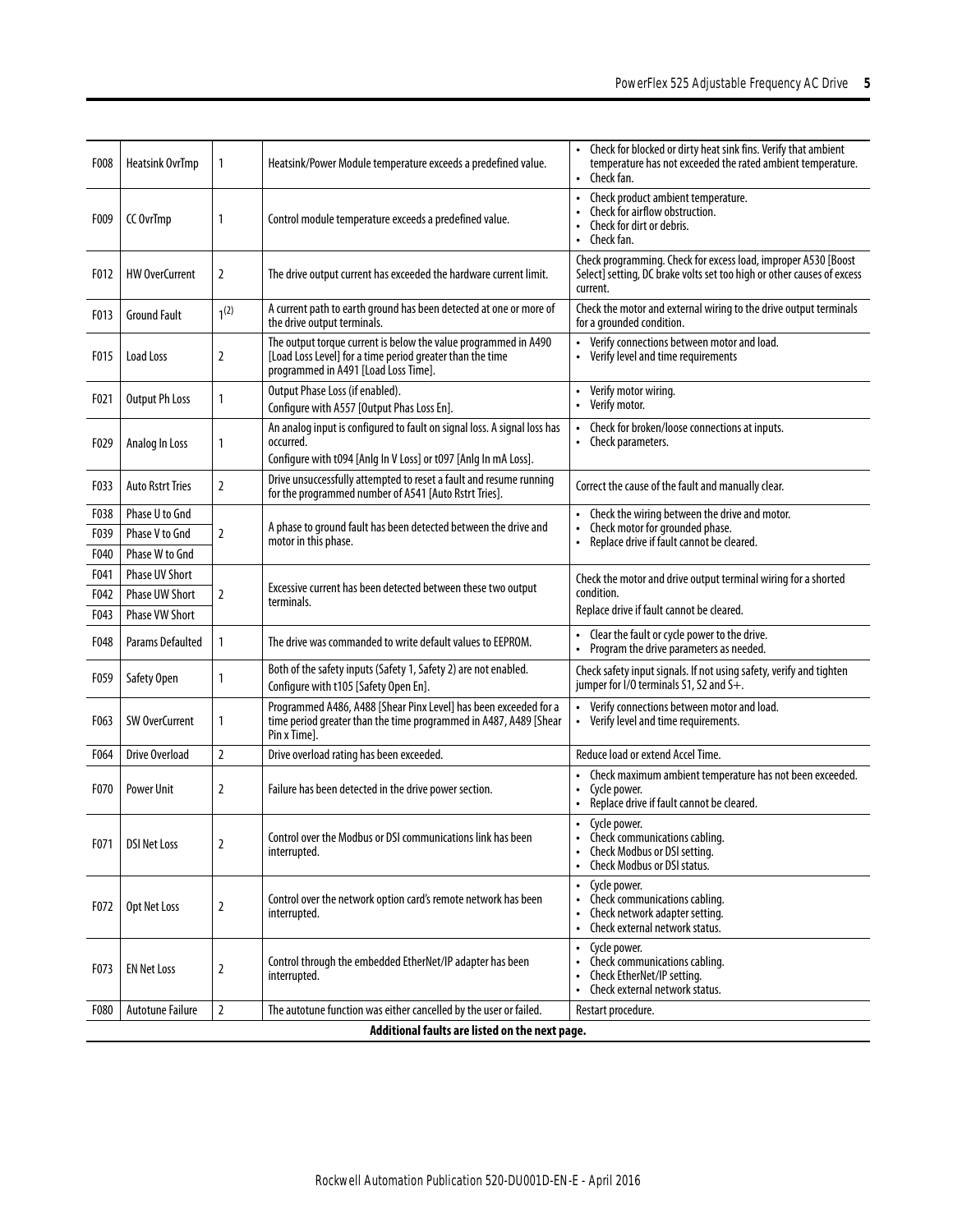| | | | | |
|---|---|---|---|---|
| F008 | Heatsink OvrTmp | 1 | Heatsink/Power Module temperature exceeds a predefined value. | • Check for blocked or dirty heat sink fins. Verify that ambient temperature has not exceeded the rated ambient temperature.<br>• Check fan. |
| F009 | CC OvrTmp | 1 | Control module temperature exceeds a predefined value. | • Check product ambient temperature.<br>• Check for airflow obstruction.<br>• Check for dirt or debris.<br>• Check fan. |
| F012 | HW OverCurrent | 2 | The drive output current has exceeded the hardware current limit. | Check programming. Check for excess load, improper A530 [Boost Select] setting, DC brake volts set too high or other causes of excess current. |
| F013 | Ground Fault | 1[(2)] | A current path to earth ground has been detected at one or more of the drive output terminals. | Check the motor and external wiring to the drive output terminals for a grounded condition. |
| F015 | Load Loss | 2 | The output torque current is below the value programmed in A490 [Load Loss Level] for a time period greater than the time programmed in A491 [Load Loss Time]. | • Verify connections between motor and load.<br>• Verify level and time requirements |
| F021 | Output Ph Loss | 1 | Output Phase Loss (if enabled).<br>Configure with A557 [Output Phas Loss En]. | • Verify motor wiring.<br>• Verify motor. |
| F029 | Analog In Loss | 1 | An analog input is configured to fault on signal loss. A signal loss has occurred.<br>Configure with t094 [Anlg In V Loss] or t097 [Anlg In mA Loss]. | • Check for broken/loose connections at inputs.<br>• Check parameters. |
| F033 | Auto Rstrt Tries | 2 | Drive unsuccessfully attempted to reset a fault and resume running for the programmed number of A541 [Auto Rstrt Tries]. | Correct the cause of the fault and manually clear. |
| F038 | Phase U to Gnd | 2 | A phase to ground fault has been detected between the drive and motor in this phase. | • Check the wiring between the drive and motor.<br>• Check motor for grounded phase.<br>• Replace drive if fault cannot be cleared. |
| F039 | Phase V to Gnd | | | |
| F040 | Phase W to Gnd | | | |
| F041 | Phase UV Short | 2 | Excessive current has been detected between these two output terminals. | Check the motor and drive output terminal wiring for a shorted condition.<br>Replace drive if fault cannot be cleared. |
| F042 | Phase UW Short | | | |
| F043 | Phase VW Short | | | |
| F048 | Params Defaulted | 1 | The drive was commanded to write default values to EEPROM. | • Clear the fault or cycle power to the drive.<br>• Program the drive parameters as needed. |
| F059 | Safety Open | 1 | Both of the safety inputs (Safety 1, Safety 2) are not enabled.<br>Configure with t105 [Safety Open En]. | Check safety input signals. If not using safety, verify and tighten jumper for I/O terminals S1, S2 and S+. |
| F063 | SW OverCurrent | 1 | Programmed A486, A488 [Shear Pinx Level] has been exceeded for a time period greater than the time programmed in A487, A489 [Shear Pin x Time]. | • Verify connections between motor and load.<br>• Verify level and time requirements. |
| F064 | Drive Overload | 2 | Drive overload rating has been exceeded. | Reduce load or extend Accel Time. |
| F070 | Power Unit | 2 | Failure has been detected in the drive power section. | • Check maximum ambient temperature has not been exceeded.<br>• Cycle power.<br>• Replace drive if fault cannot be cleared. |
| F071 | DSI Net Loss | 2 | Control over the Modbus or DSI communications link has been interrupted. | • Cycle power.<br>• Check communications cabling.<br>• Check Modbus or DSI setting.<br>• Check Modbus or DSI status. |
| F072 | Opt Net Loss | 2 | Control over the network option card's remote network has been interrupted. | • Cycle power.<br>• Check communications cabling.<br>• Check network adapter setting.<br>• Check external network status. |
| F073 | EN Net Loss | 2 | Control through the embedded EtherNet/IP adapter has been interrupted. | • Cycle power.<br>• Check communications cabling.<br>• Check EtherNet/IP setting.<br>• Check external network status. |
| F080 | Autotune Failure | 2 | The autotune function was either cancelled by the user or failed. | Restart procedure. |

**Additional faults are listed on the next page.**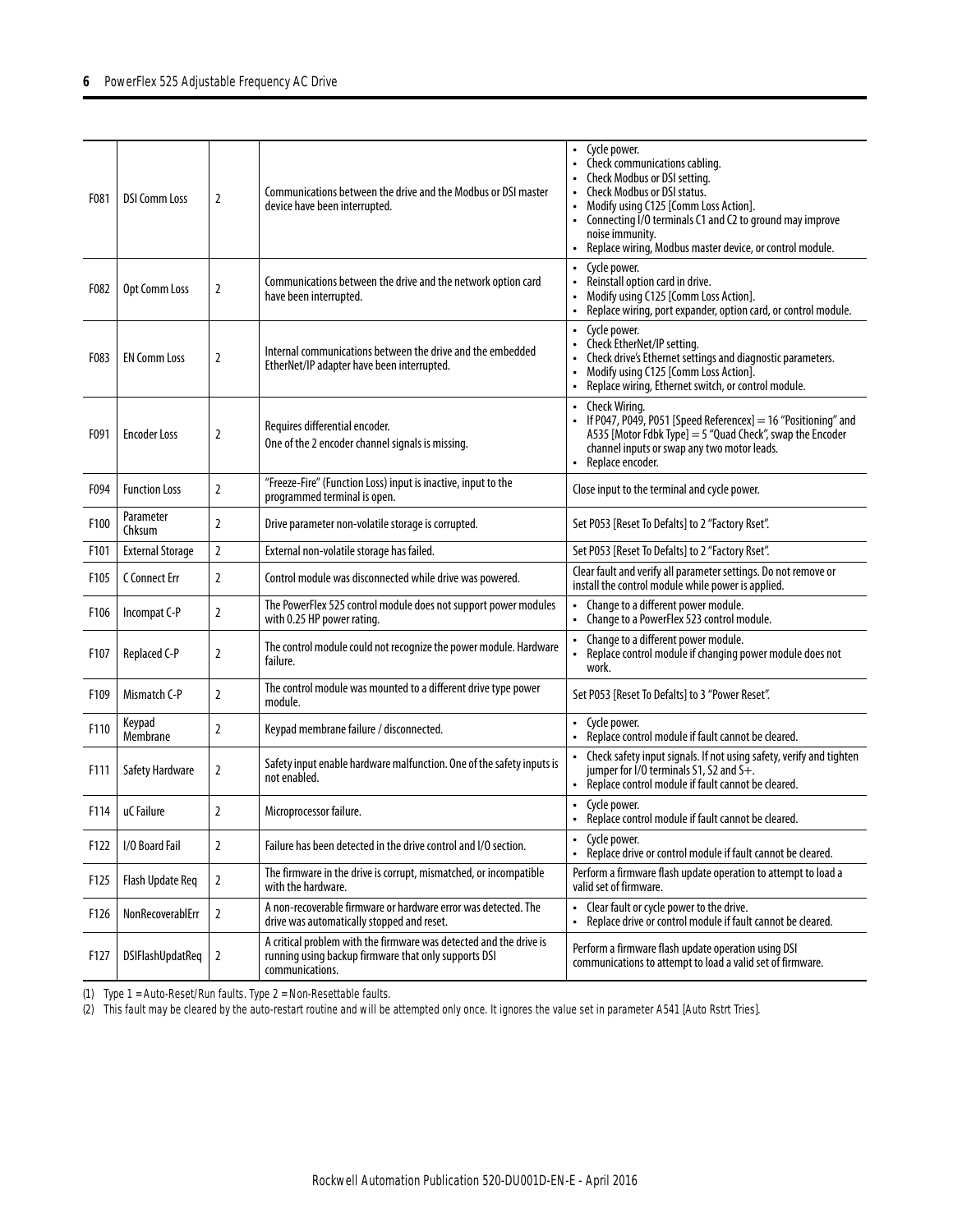| | | | | |
|---|---|---|---|---|
| F081 | DSI Comm Loss | 2 | Communications between the drive and the Modbus or DSI master device have been interrupted. | • Cycle power.<br>• Check communications cabling.<br>• Check Modbus or DSI setting.<br>• Check Modbus or DSI status.<br>• Modify using C125 [Comm Loss Action].<br>• Connecting I/O terminals C1 and C2 to ground may improve noise immunity.<br>• Replace wiring, Modbus master device, or control module. |
| F082 | Opt Comm Loss | 2 | Communications between the drive and the network option card have been interrupted. | • Cycle power.<br>• Reinstall option card in drive.<br>• Modify using C125 [Comm Loss Action].<br>• Replace wiring, port expander, option card, or control module. |
| F083 | EN Comm Loss | 2 | Internal communications between the drive and the embedded EtherNet/IP adapter have been interrupted. | • Cycle power.<br>• Check EtherNet/IP setting.<br>• Check drive's Ethernet settings and diagnostic parameters.<br>• Modify using C125 [Comm Loss Action].<br>• Replace wiring, Ethernet switch, or control module. |
| F091 | Encoder Loss | 2 | Requires differential encoder.<br>One of the 2 encoder channel signals is missing. | • Check Wiring.<br>• If P047, P049, P051 [Speed Referencex] = 16 "Positioning" and A535 [Motor Fdbk Type] = 5 "Quad Check", swap the Encoder channel inputs or swap any two motor leads.<br>• Replace encoder. |
| F094 | Function Loss | 2 | "Freeze-Fire" (Function Loss) input is inactive, input to the programmed terminal is open. | Close input to the terminal and cycle power. |
| F100 | Parameter Chksum | 2 | Drive parameter non-volatile storage is corrupted. | Set P053 [Reset To Defalts] to 2 "Factory Rset". |
| F101 | External Storage | 2 | External non-volatile storage has failed. | Set P053 [Reset To Defalts] to 2 "Factory Rset". |
| F105 | C Connect Err | 2 | Control module was disconnected while drive was powered. | Clear fault and verify all parameter settings. Do not remove or install the control module while power is applied. |
| F106 | Incompat C-P | 2 | The PowerFlex 525 control module does not support power modules with 0.25 HP power rating. | • Change to a different power module.<br>• Change to a PowerFlex 523 control module. |
| F107 | Replaced C-P | 2 | The control module could not recognize the power module. Hardware failure. | • Change to a different power module.<br>• Replace control module if changing power module does not work. |
| F109 | Mismatch C-P | 2 | The control module was mounted to a different drive type power module. | Set P053 [Reset To Defalts] to 3 "Power Reset". |
| F110 | Keypad Membrane | 2 | Keypad membrane failure / disconnected. | • Cycle power.<br>• Replace control module if fault cannot be cleared. |
| F111 | Safety Hardware | 2 | Safety input enable hardware malfunction. One of the safety inputs is not enabled. | • Check safety input signals. If not using safety, verify and tighten jumper for I/O terminals S1, S2 and S+.<br>• Replace control module if fault cannot be cleared. |
| F114 | uC Failure | 2 | Microprocessor failure. | • Cycle power.<br>• Replace control module if fault cannot be cleared. |
| F122 | I/O Board Fail | 2 | Failure has been detected in the drive control and I/O section. | • Cycle power.<br>• Replace drive or control module if fault cannot be cleared. |
| F125 | Flash Update Req | 2 | The firmware in the drive is corrupt, mismatched, or incompatible with the hardware. | Perform a firmware flash update operation to attempt to load a valid set of firmware. |
| F126 | NonRecoverablErr | 2 | A non-recoverable firmware or hardware error was detected. The drive was automatically stopped and reset. | • Clear fault or cycle power to the drive.<br>• Replace drive or control module if fault cannot be cleared. |
| F127 | DSIFlashUpdatReq | 2 | A critical problem with the firmware was detected and the drive is running using backup firmware that only supports DSI communications. | Perform a firmware flash update operation using DSI communications to attempt to load a valid set of firmware. |

(1) Type 1 = Auto-Reset/Run faults. Type 2 = Non-Resettable faults.

(2) This fault may be cleared by the auto-restart routine and will be attempted only once. It ignores the value set in parameter A541 [Auto Rstrt Tries].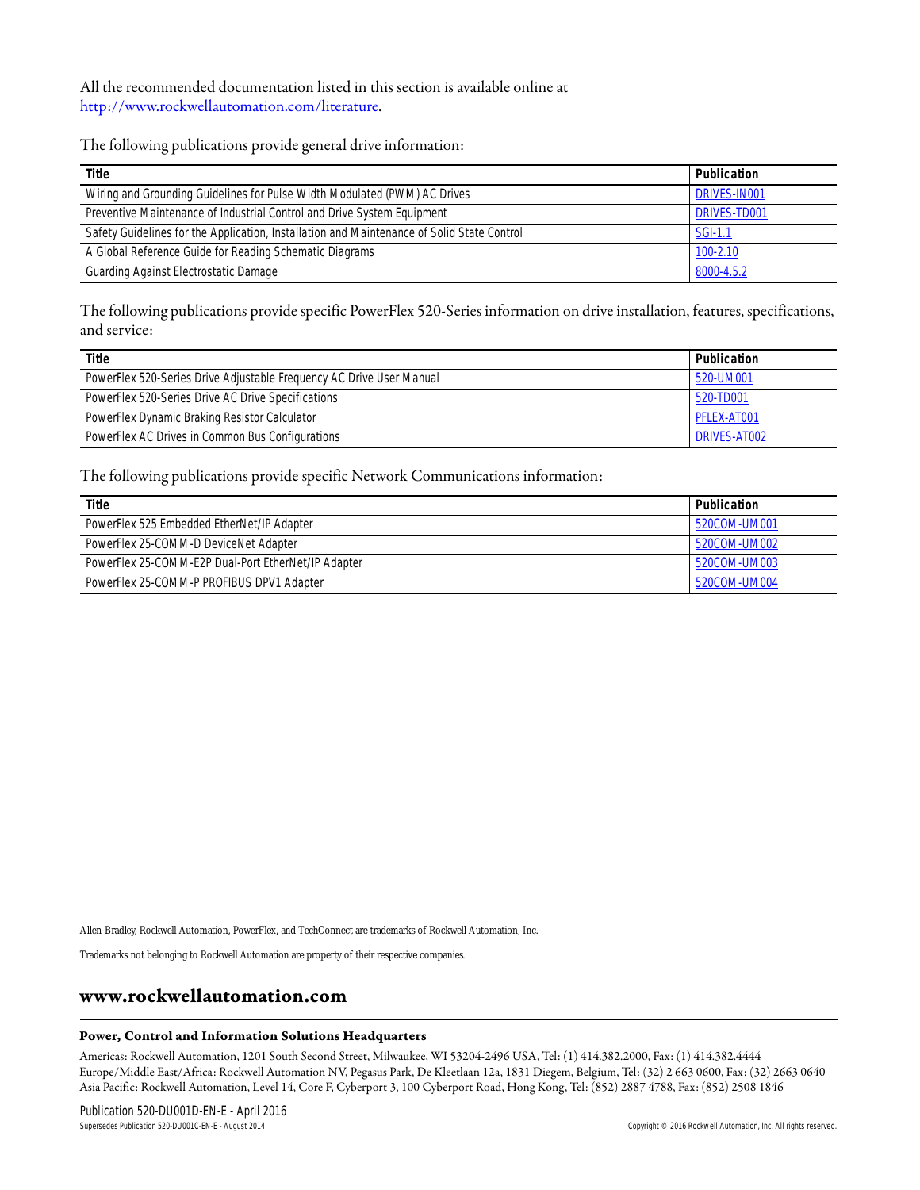All the recommended documentation listed in this section is available online at http://www.rockwellautomation.com/literature.

The following publications provide general drive information:

| Title | Publication |
|---|---|
| Wiring and Grounding Guidelines for Pulse Width Modulated (PWM) AC Drives | DRIVES-IN001 |
| Preventive Maintenance of Industrial Control and Drive System Equipment | DRIVES-TD001 |
| Safety Guidelines for the Application, Installation and Maintenance of Solid State Control | SGI-1.1 |
| A Global Reference Guide for Reading Schematic Diagrams | 100-2.10 |
| Guarding Against Electrostatic Damage | 8000-4.5.2 |

The following publications provide specific PowerFlex 520-Series information on drive installation, features, specifications, and service:

| Title | Publication |
|---|---|
| PowerFlex 520-Series Drive Adjustable Frequency AC Drive User Manual | 520-UM001 |
| PowerFlex 520-Series Drive AC Drive Specifications | 520-TD001 |
| PowerFlex Dynamic Braking Resistor Calculator | PFLEX-AT001 |
| PowerFlex AC Drives in Common Bus Configurations | DRIVES-AT002 |

The following publications provide specific Network Communications information:

| Title | Publication |
|---|---|
| PowerFlex 525 Embedded EtherNet/IP Adapter | 520COM-UM001 |
| PowerFlex 25-COMM-D DeviceNet Adapter | 520COM-UM002 |
| PowerFlex 25-COMM-E2P Dual-Port EtherNet/IP Adapter | 520COM-UM003 |
| PowerFlex 25-COMM-P PROFIBUS DPV1 Adapter | 520COM-UM004 |

Allen-Bradley, Rockwell Automation, PowerFlex, and TechConnect are trademarks of Rockwell Automation, Inc.

Trademarks not belonging to Rockwell Automation are property of their respective companies.

## www.rockwellautomation.com

**Power, Control and Information Solutions Headquarters**

Americas: Rockwell Automation, 1201 South Second Street, Milwaukee, WI 53204-2496 USA, Tel: (1) 414.382.2000, Fax: (1) 414.382.4444
Europe/Middle East/Africa: Rockwell Automation NV, Pegasus Park, De Kleetlaan 12a, 1831 Diegem, Belgium, Tel: (32) 2 663 0600, Fax: (32) 2663 0640
Asia Pacific: Rockwell Automation, Level 14, Core F, Cyberport 3, 100 Cyberport Road, Hong Kong, Tel: (852) 2887 4788, Fax: (852) 2508 1846

Publication 520-DU001D-EN-E - April 2016
Supersedes Publication 520-DU001C-EN-E - August 2014

Copyright © 2016 Rockwell Automation, Inc. All rights reserved.